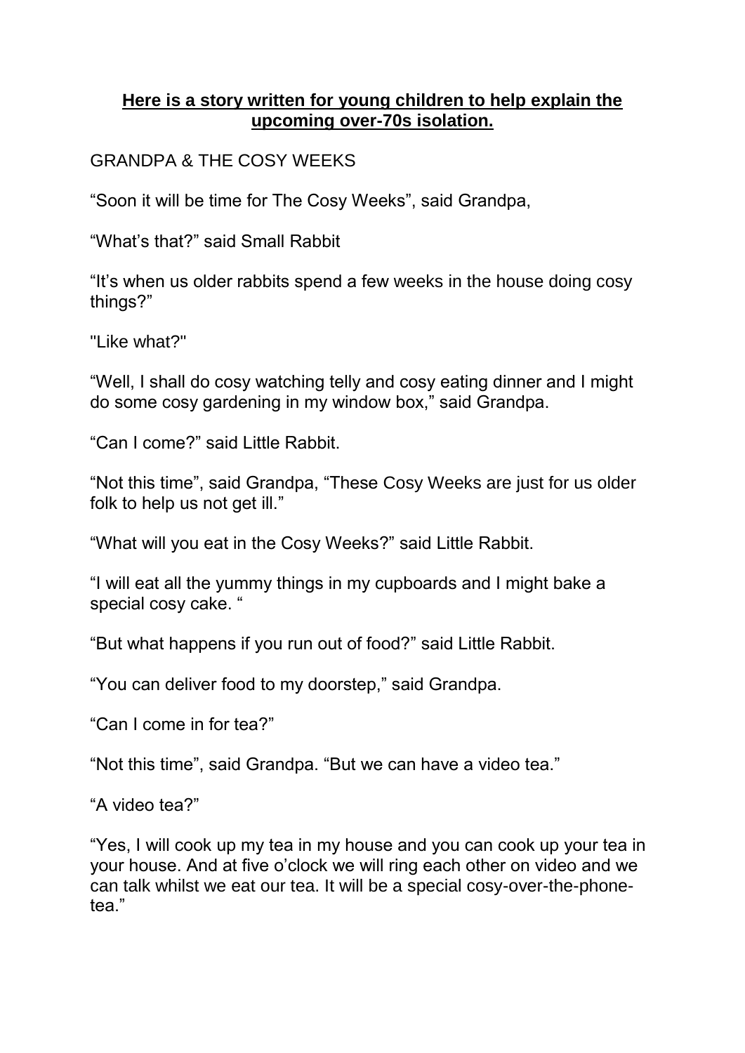**Here is a story written for young children to help explain the upcoming over-70s isolation.**

GRANDPA & THE COSY WEEKS

“Soon it will be time for The Cosy Weeks”, said Grandpa,

“What’s that?” said Small Rabbit

“It’s when us older rabbits spend a few weeks in the house doing cosy things?”

"Like what?"

“Well, I shall do cosy watching telly and cosy eating dinner and I might do some cosy gardening in my window box,” said Grandpa.

“Can I come?” said Little Rabbit.

“Not this time”, said Grandpa, “These Cosy Weeks are just for us older folk to help us not get ill.”

“What will you eat in the Cosy Weeks?” said Little Rabbit.

“I will eat all the yummy things in my cupboards and I might bake a special cosy cake. “

“But what happens if you run out of food?” said Little Rabbit.

“You can deliver food to my doorstep,” said Grandpa.

“Can I come in for tea?”

“Not this time”, said Grandpa. “But we can have a video tea.”

“A video tea?”

“Yes, I will cook up my tea in my house and you can cook up your tea in your house. And at five o’clock we will ring each other on video and we can talk whilst we eat our tea. It will be a special cosy-over-the-phone-tea.”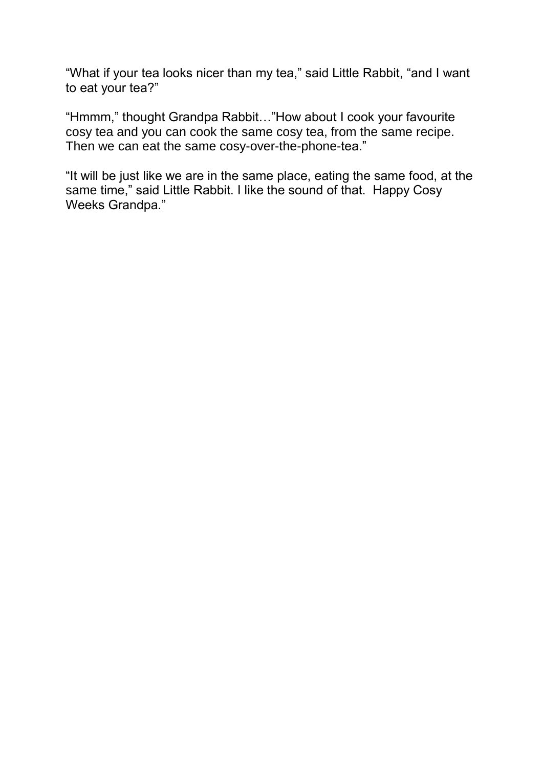"What if your tea looks nicer than my tea," said Little Rabbit, "and I want to eat your tea?"

"Hmmm," thought Grandpa Rabbit…"How about I cook your favourite cosy tea and you can cook the same cosy tea, from the same recipe. Then we can eat the same cosy-over-the-phone-tea."

"It will be just like we are in the same place, eating the same food, at the same time," said Little Rabbit. I like the sound of that. Happy Cosy Weeks Grandpa."